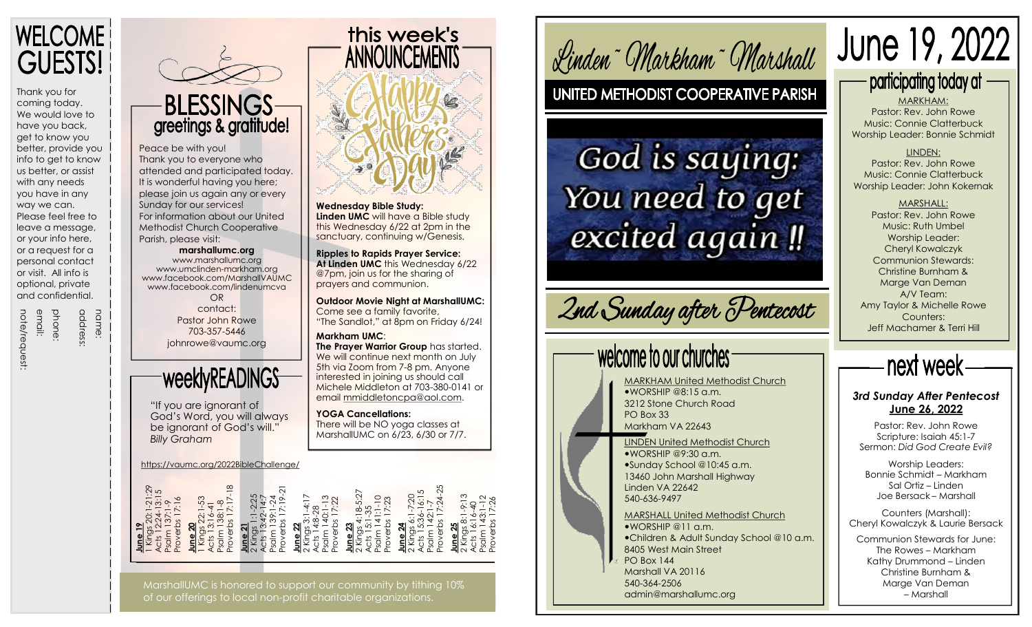# WELCOME GUESTS!

Thank you for coming today. We would love to have you back, get to know you better, provide you info to get to know us better, or assist with any needs you have in any way we can. Please feel free to leave a message, or your info here, or a request for a personal contact or visit. All info is optional, private and confidential.

name:

address:

phone:

email:

note/request:

# BLESSINGS
## greetings & gratitude!

Peace be with you!
Thank you to everyone who attended and participated today. It is wonderful having you here; please join us again any or every Sunday for our services!
For information about our United Methodist Church Cooperative Parish, please visit:

**marshallumc.org**
www.marshallumc.org
www.umclinden-markham.org
www.facebook.com/MarshallVAUMC
www.facebook.com/lindenumcva
OR
contact:
Pastor John Rowe
703-357-5446
johnrowe@vaumc.org

# weeklyREADINGS

"If you are ignorant of God's Word, you will always be ignorant of God's will."
*Billy Graham*

https://vaumc.org/2022BibleChallenge/

**June 19**
1 Kings 20:1-21:29
Acts 12:24-13:15
Psalm 137:1-9
Proverbs 17:16

**June 20**
1 Kings 22:1-53
Acts 13:16-41
Psalm 138:1-8
Proverbs 17:17-18

**June 21**
2 Kings 1:1-2:25
Acts 13:42-14:7
Psalm 139:1-24
Proverbs 17:19-21

**June 22**
2 Kings 3:1-4:17
Acts 14:8-28
Psalm 140:1-13
Proverbs 17:22

**June 23**
2 Kings 4:18-5:27
Acts 15:1-35
Psalm 141:1-10
Proverbs 17:23

**June 24**
2 Kings 6:1-7:20
Acts 15:36-16:15
Psalm 142:1-7
Proverbs 17:24-25

**June 25**
2 Kings 8:1-9:13
Acts 16:16-40
Psalm 143:1-12
Proverbs 17:26

# this week's ANNOUNCEMENTS

Happy Father's Day

**Wednesday Bible Study:**
**Linden UMC** will have a Bible study this Wednesday 6/22 at 2pm in the sanctuary, continuing w/Genesis.

**Ripples to Rapids Prayer Service:**
**At Linden UMC** this Wednesday 6/22 @7pm, join us for the sharing of prayers and communion.

**Outdoor Movie Night at MarshallUMC:**
Come see a family favorite, "The Sandlot," at 8pm on Friday 6/24!

**Markham UMC:**
**The Prayer Warrior Group** has started. We will continue next month on July 5th via Zoom from 7-8 pm. Anyone interested in joining us should call Michele Middleton at 703-380-0141 or email mmiddletoncpa@aol.com.

**YOGA Cancellations:**
There will be NO yoga classes at MarshallUMC on 6/23, 6/30 or 7/7.

MarshallUMC is honored to support our community by tithing 10% of our offerings to local non-profit charitable organizations.

# Linden ~ Markham ~ Marshall
## UNITED METHODIST COOPERATIVE PARISH

God is saying: You need to get excited again !!

## 2nd Sunday after Pentecost

# welcome to our churches

MARKHAM United Methodist Church
- WORSHIP @8:15 a.m.

3212 Stone Church Road
PO Box 33
Markham VA 22643

LINDEN United Methodist Church
- WORSHIP @9:30 a.m.
- Sunday School @10:45 a.m.

13460 John Marshall Highway
Linden VA 22642
540-636-9497

MARSHALL United Methodist Church
- WORSHIP @11 a.m.
- Children & Adult Sunday School @10 a.m.

8405 West Main Street
PO Box 144
Marshall VA 20116
540-364-2506
admin@marshallumc.org

# June 19, 2022

## participating today at

MARKHAM:
Pastor: Rev. John Rowe
Music: Connie Clatterbuck
Worship Leader: Bonnie Schmidt

LINDEN:
Pastor: Rev. John Rowe
Music: Connie Clatterbuck
Worship Leader: John Kokernak

MARSHALL:
Pastor: Rev. John Rowe
Music: Ruth Umbel
Worship Leader:
Cheryl Kowalczyk
Communion Stewards:
Christine Burnham &
Marge Van Deman
A/V Team:
Amy Taylor & Michelle Rowe
Counters:
Jeff Machamer & Terri Hill

## next week

***3rd Sunday After Pentecost***
**June 26, 2022**

Pastor: Rev. John Rowe
Scripture: Isaiah 45:1-7
Sermon: *Did God Create Evil?*

Worship Leaders:
Bonnie Schmidt – Markham
Sal Ortiz – Linden
Joe Bersack – Marshall

Counters (Marshall):
Cheryl Kowalczyk & Laurie Bersack

Communion Stewards for June:
The Rowes – Markham
Kathy Drummond – Linden
Christine Burnham &
Marge Van Deman
– Marshall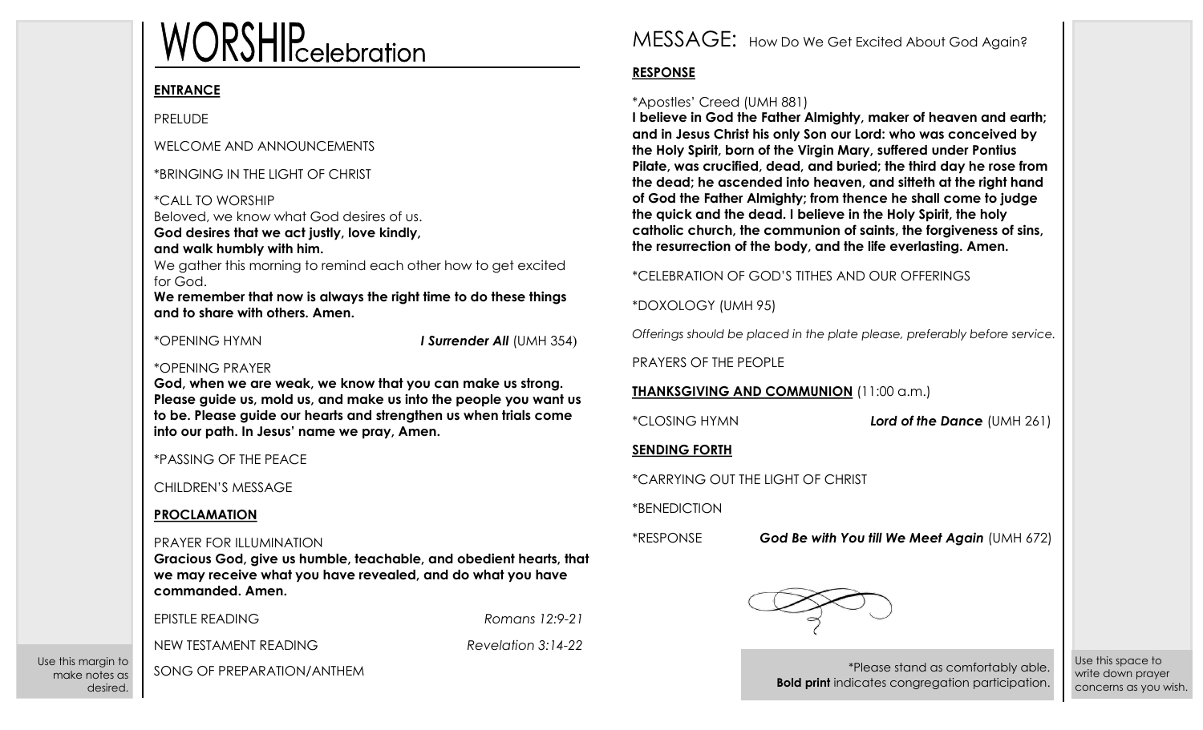# WORSHIP celebration

## ENTRANCE

PRELUDE

WELCOME AND ANNOUNCEMENTS

*BRINGING IN THE LIGHT OF CHRIST

*CALL TO WORSHIP
Beloved, we know what God desires of us.
**God desires that we act justly, love kindly,**
**and walk humbly with him.**
We gather this morning to remind each other how to get excited for God.
**We remember that now is always the right time to do these things and to share with others. Amen.**

*OPENING HYMN ***I Surrender All*** (UMH 354)

*OPENING PRAYER
**God, when we are weak, we know that you can make us strong. Please guide us, mold us, and make us into the people you want us to be. Please guide our hearts and strengthen us when trials come into our path. In Jesus' name we pray, Amen.**

*PASSING OF THE PEACE

CHILDREN'S MESSAGE

## PROCLAMATION

PRAYER FOR ILLUMINATION
**Gracious God, give us humble, teachable, and obedient hearts, that we may receive what you have revealed, and do what you have commanded. Amen.**

EPISTLE READING *Romans 12:9-21*

NEW TESTAMENT READING *Revelation 3:14-22*

SONG OF PREPARATION/ANTHEM

Use this margin to make notes as desired.

## MESSAGE: How Do We Get Excited About God Again?

## RESPONSE

*Apostles' Creed (UMH 881)
**I believe in God the Father Almighty, maker of heaven and earth; and in Jesus Christ his only Son our Lord: who was conceived by the Holy Spirit, born of the Virgin Mary, suffered under Pontius Pilate, was crucified, dead, and buried; the third day he rose from the dead; he ascended into heaven, and sitteth at the right hand of God the Father Almighty; from thence he shall come to judge the quick and the dead. I believe in the Holy Spirit, the holy catholic church, the communion of saints, the forgiveness of sins, the resurrection of the body, and the life everlasting. Amen.**

*CELEBRATION OF GOD'S TITHES AND OUR OFFERINGS

*DOXOLOGY (UMH 95)

*Offerings should be placed in the plate please, preferably before service.*

PRAYERS OF THE PEOPLE

**THANKSGIVING AND COMMUNION** (11:00 a.m.)

*CLOSING HYMN ***Lord of the Dance*** (UMH 261)

## SENDING FORTH

*CARRYING OUT THE LIGHT OF CHRIST

*BENEDICTION

*RESPONSE ***God Be with You till We Meet Again*** (UMH 672)

*Please stand as comfortably able.
**Bold print** indicates congregation participation.

Use this space to write down prayer concerns as you wish.